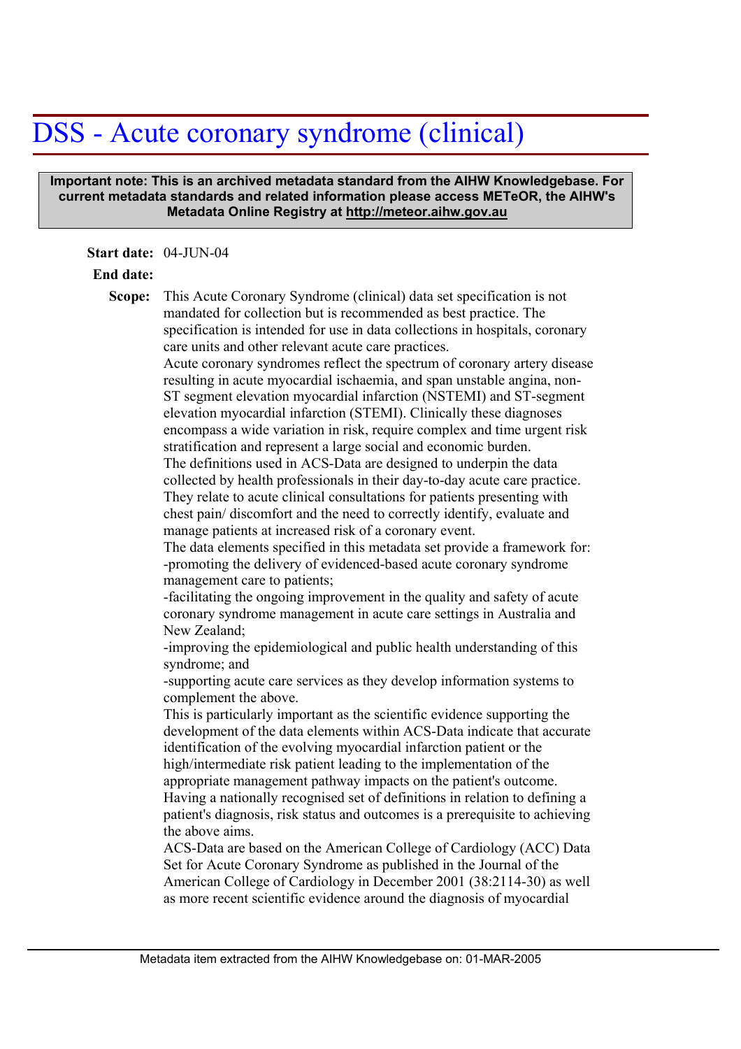# DSS - Acute coronary syndrome (clinical)

**Important note: This is an archived metadata standard from the AIHW Knowledgebase. For current metadata standards and related information please access METeOR, the AIHW's Metadata Online Registry at http://meteor.aihw.gov.au**

**Start date:** 04-JUN-04

**End date:**

**Scope:** This Acute Coronary Syndrome (clinical) data set specification is not mandated for collection but is recommended as best practice. The specification is intended for use in data collections in hospitals, coronary care units and other relevant acute care practices.

Acute coronary syndromes reflect the spectrum of coronary artery disease resulting in acute myocardial ischaemia, and span unstable angina, non-ST segment elevation myocardial infarction (NSTEMI) and ST-segment elevation myocardial infarction (STEMI). Clinically these diagnoses encompass a wide variation in risk, require complex and time urgent risk stratification and represent a large social and economic burden.

The definitions used in ACS-Data are designed to underpin the data collected by health professionals in their day-to-day acute care practice. They relate to acute clinical consultations for patients presenting with chest pain/ discomfort and the need to correctly identify, evaluate and manage patients at increased risk of a coronary event.

The data elements specified in this metadata set provide a framework for:

-promoting the delivery of evidenced-based acute coronary syndrome management care to patients;

-facilitating the ongoing improvement in the quality and safety of acute coronary syndrome management in acute care settings in Australia and New Zealand;

-improving the epidemiological and public health understanding of this syndrome; and

-supporting acute care services as they develop information systems to complement the above.

This is particularly important as the scientific evidence supporting the development of the data elements within ACS-Data indicate that accurate identification of the evolving myocardial infarction patient or the high/intermediate risk patient leading to the implementation of the appropriate management pathway impacts on the patient's outcome. Having a nationally recognised set of definitions in relation to defining a patient's diagnosis, risk status and outcomes is a prerequisite to achieving the above aims.

ACS-Data are based on the American College of Cardiology (ACC) Data Set for Acute Coronary Syndrome as published in the Journal of the American College of Cardiology in December 2001 (38:2114-30) as well as more recent scientific evidence around the diagnosis of myocardial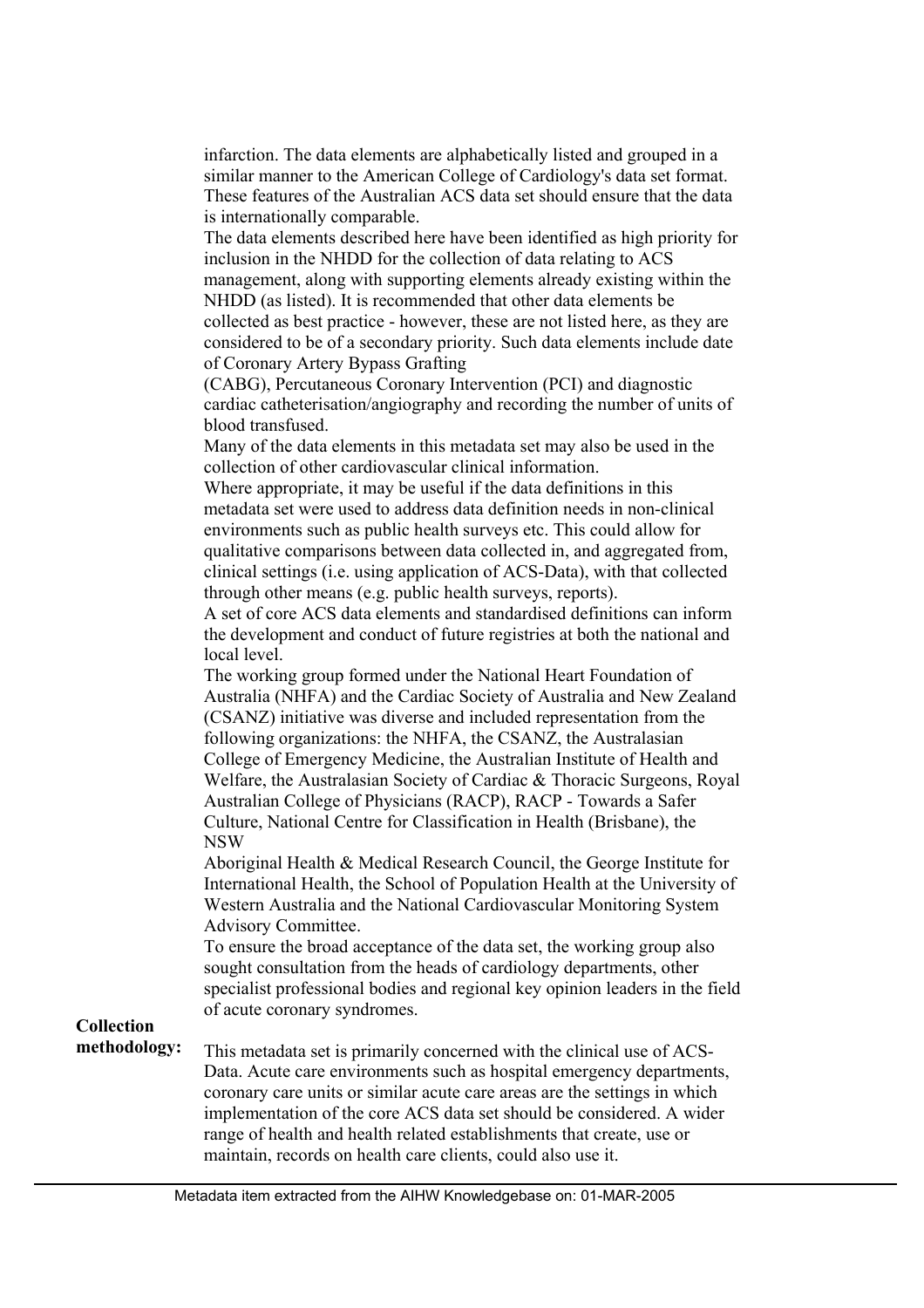infarction. The data elements are alphabetically listed and grouped in a similar manner to the American College of Cardiology's data set format. These features of the Australian ACS data set should ensure that the data is internationally comparable.

The data elements described here have been identified as high priority for inclusion in the NHDD for the collection of data relating to ACS management, along with supporting elements already existing within the NHDD (as listed). It is recommended that other data elements be collected as best practice - however, these are not listed here, as they are considered to be of a secondary priority. Such data elements include date of Coronary Artery Bypass Grafting (CABG), Percutaneous Coronary Intervention (PCI) and diagnostic cardiac catheterisation/angiography and recording the number of units of blood transfused.

Many of the data elements in this metadata set may also be used in the collection of other cardiovascular clinical information.

Where appropriate, it may be useful if the data definitions in this metadata set were used to address data definition needs in non-clinical environments such as public health surveys etc. This could allow for qualitative comparisons between data collected in, and aggregated from, clinical settings (i.e. using application of ACS-Data), with that collected through other means (e.g. public health surveys, reports).

A set of core ACS data elements and standardised definitions can inform the development and conduct of future registries at both the national and local level.

The working group formed under the National Heart Foundation of Australia (NHFA) and the Cardiac Society of Australia and New Zealand (CSANZ) initiative was diverse and included representation from the following organizations: the NHFA, the CSANZ, the Australasian College of Emergency Medicine, the Australian Institute of Health and Welfare, the Australasian Society of Cardiac & Thoracic Surgeons, Royal Australian College of Physicians (RACP), RACP - Towards a Safer Culture, National Centre for Classification in Health (Brisbane), the NSW Aboriginal Health & Medical Research Council, the George Institute for International Health, the School of Population Health at the University of Western Australia and the National Cardiovascular Monitoring System Advisory Committee.

To ensure the broad acceptance of the data set, the working group also sought consultation from the heads of cardiology departments, other specialist professional bodies and regional key opinion leaders in the field of acute coronary syndromes.

**Collection methodology:** This metadata set is primarily concerned with the clinical use of ACS-Data. Acute care environments such as hospital emergency departments, coronary care units or similar acute care areas are the settings in which implementation of the core ACS data set should be considered. A wider range of health and health related establishments that create, use or maintain, records on health care clients, could also use it.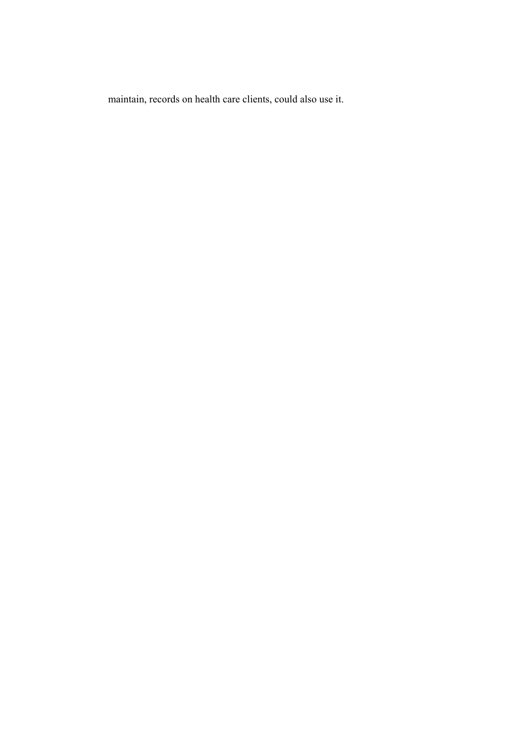maintain, records on health care clients, could also use it.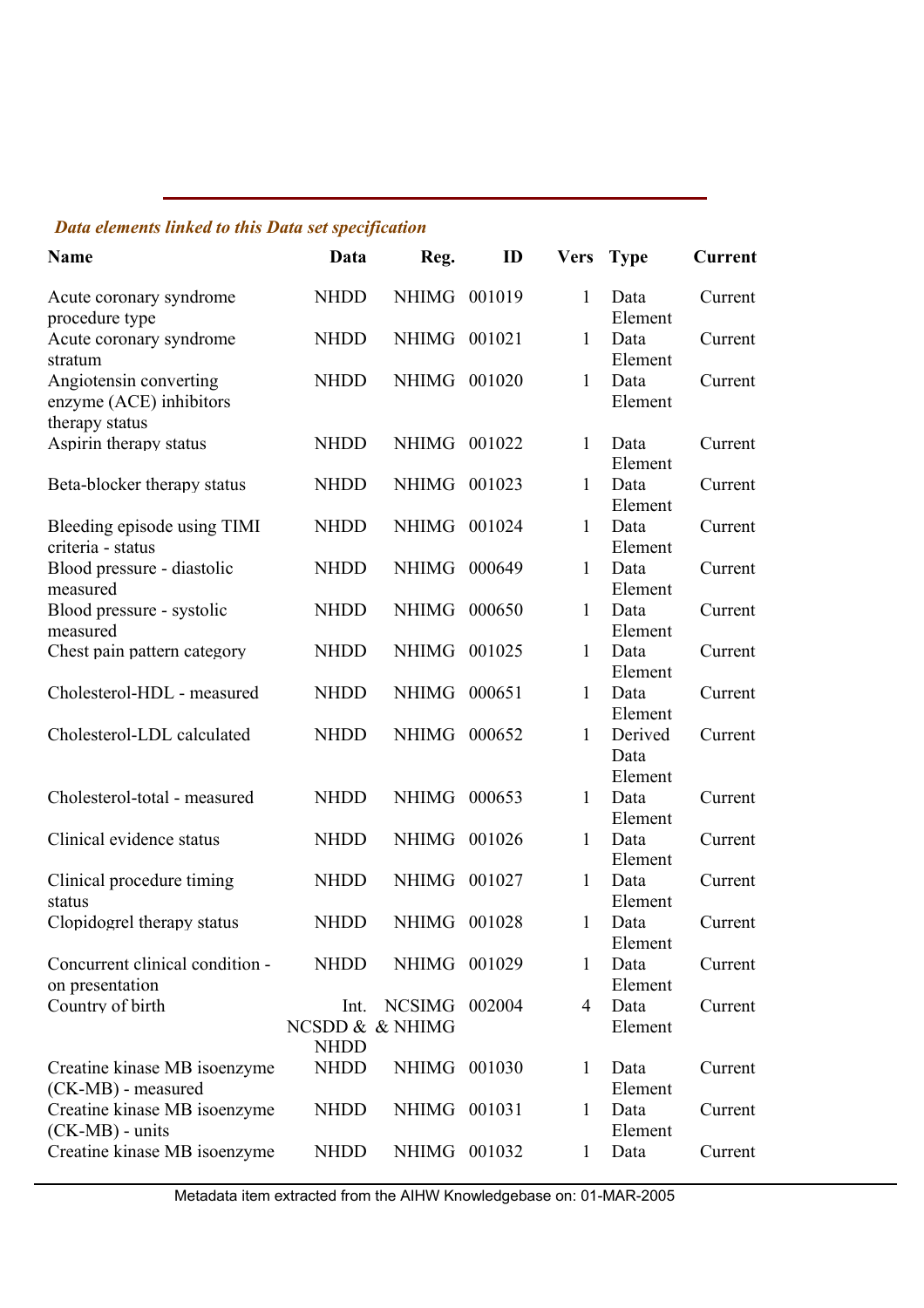*Data elements linked to this Data set specification*

| Name | Data | Reg. | ID | Vers | Type | Current |
|---|---|---|---|---|---|---|
| Acute coronary syndrome procedure type | NHDD | NHIMG | 001019 | 1 | Data Element | Current |
| Acute coronary syndrome stratum | NHDD | NHIMG | 001021 | 1 | Data Element | Current |
| Angiotensin converting enzyme (ACE) inhibitors therapy status | NHDD | NHIMG | 001020 | 1 | Data Element | Current |
| Aspirin therapy status | NHDD | NHIMG | 001022 | 1 | Data Element | Current |
| Beta-blocker therapy status | NHDD | NHIMG | 001023 | 1 | Data Element | Current |
| Bleeding episode using TIMI criteria - status | NHDD | NHIMG | 001024 | 1 | Data Element | Current |
| Blood pressure - diastolic measured | NHDD | NHIMG | 000649 | 1 | Data Element | Current |
| Blood pressure - systolic measured | NHDD | NHIMG | 000650 | 1 | Data Element | Current |
| Chest pain pattern category | NHDD | NHIMG | 001025 | 1 | Data Element | Current |
| Cholesterol-HDL - measured | NHDD | NHIMG | 000651 | 1 | Data Element | Current |
| Cholesterol-LDL calculated | NHDD | NHIMG | 000652 | 1 | Derived Data Element | Current |
| Cholesterol-total - measured | NHDD | NHIMG | 000653 | 1 | Data Element | Current |
| Clinical evidence status | NHDD | NHIMG | 001026 | 1 | Data Element | Current |
| Clinical procedure timing status | NHDD | NHIMG | 001027 | 1 | Data Element | Current |
| Clopidogrel therapy status | NHDD | NHIMG | 001028 | 1 | Data Element | Current |
| Concurrent clinical condition - on presentation | NHDD | NHIMG | 001029 | 1 | Data Element | Current |
| Country of birth | Int. NCSDD & NHDD | NCSIMG & NHIMG | 002004 | 4 | Data Element | Current |
| Creatine kinase MB isoenzyme (CK-MB) - measured | NHDD | NHIMG | 001030 | 1 | Data Element | Current |
| Creatine kinase MB isoenzyme (CK-MB) - units | NHDD | NHIMG | 001031 | 1 | Data Element | Current |
| Creatine kinase MB isoenzyme | NHDD | NHIMG | 001032 | 1 | Data | Current |

Metadata item extracted from the AIHW Knowledgebase on: 01-MAR-2005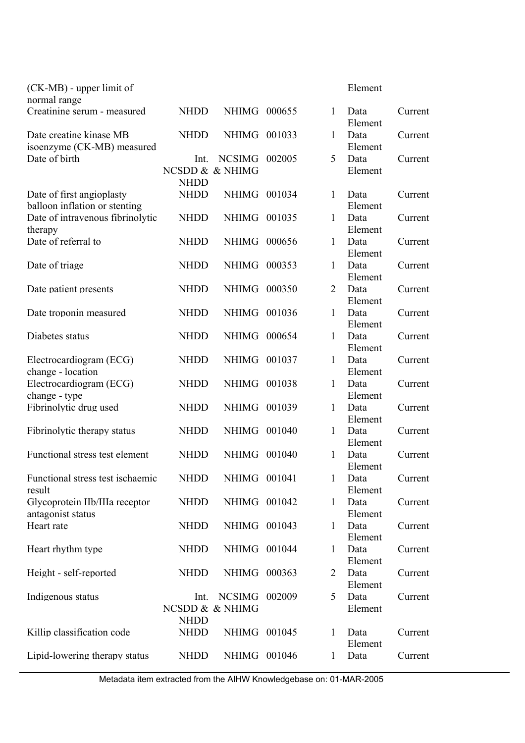| | | | | | | |
|---|---|---|---|---|---|---|
| (CK-MB) - upper limit of normal range | | | | | Element | |
| Creatinine serum - measured | NHDD | NHIMG | 000655 | 1 | Data Element | Current |
| Date creatine kinase MB isoenzyme (CK-MB) measured | NHDD | NHIMG | 001033 | 1 | Data Element | Current |
| Date of birth | Int. NCSDD & NHDD | NCSIMG & NHIMG | 002005 | 5 | Data Element | Current |
| Date of first angioplasty balloon inflation or stenting | NHDD | NHIMG | 001034 | 1 | Data Element | Current |
| Date of intravenous fibrinolytic therapy | NHDD | NHIMG | 001035 | 1 | Data Element | Current |
| Date of referral to | NHDD | NHIMG | 000656 | 1 | Data Element | Current |
| Date of triage | NHDD | NHIMG | 000353 | 1 | Data Element | Current |
| Date patient presents | NHDD | NHIMG | 000350 | 2 | Data Element | Current |
| Date troponin measured | NHDD | NHIMG | 001036 | 1 | Data Element | Current |
| Diabetes status | NHDD | NHIMG | 000654 | 1 | Data Element | Current |
| Electrocardiogram (ECG) change - location | NHDD | NHIMG | 001037 | 1 | Data Element | Current |
| Electrocardiogram (ECG) change - type | NHDD | NHIMG | 001038 | 1 | Data Element | Current |
| Fibrinolytic drug used | NHDD | NHIMG | 001039 | 1 | Data Element | Current |
| Fibrinolytic therapy status | NHDD | NHIMG | 001040 | 1 | Data Element | Current |
| Functional stress test element | NHDD | NHIMG | 001040 | 1 | Data Element | Current |
| Functional stress test ischaemic result | NHDD | NHIMG | 001041 | 1 | Data Element | Current |
| Glycoprotein IIb/IIIa receptor antagonist status | NHDD | NHIMG | 001042 | 1 | Data Element | Current |
| Heart rate | NHDD | NHIMG | 001043 | 1 | Data Element | Current |
| Heart rhythm type | NHDD | NHIMG | 001044 | 1 | Data Element | Current |
| Height - self-reported | NHDD | NHIMG | 000363 | 2 | Data Element | Current |
| Indigenous status | Int. NCSDD & NHDD | NCSIMG & NHIMG | 002009 | 5 | Data Element | Current |
| Killip classification code | NHDD | NHIMG | 001045 | 1 | Data Element | Current |
| Lipid-lowering therapy status | NHDD | NHIMG | 001046 | 1 | Data | Current |

Metadata item extracted from the AIHW Knowledgebase on: 01-MAR-2005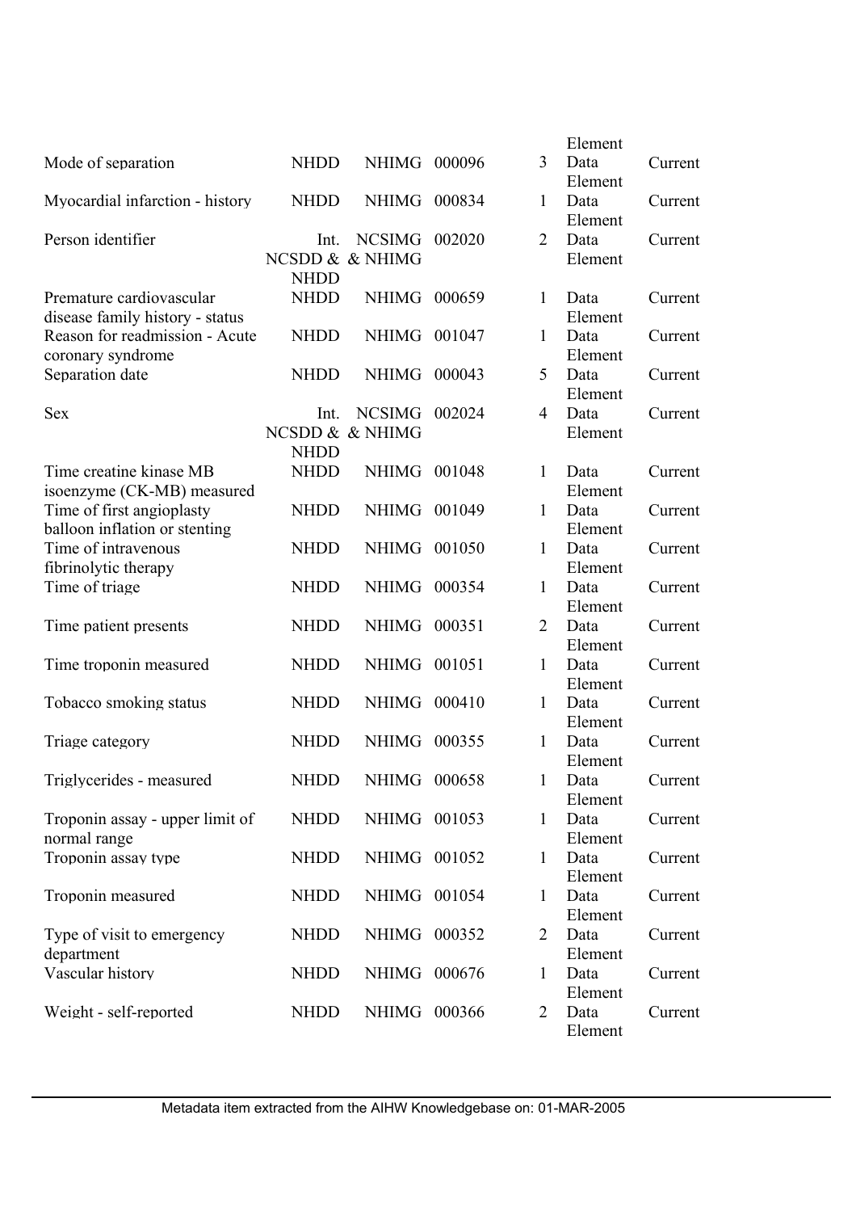| | | | | | | |
|---|---|---|---|---|---|---|
| | | | | | Element | |
| Mode of separation | NHDD | NHIMG | 000096 | 3 | Data Element | Current |
| Myocardial infarction - history | NHDD | NHIMG | 000834 | 1 | Data Element | Current |
| Person identifier | Int. NCSDD & NHDD | NCSIMG & NHIMG | 002020 | 2 | Data Element | Current |
| Premature cardiovascular disease family history - status | NHDD | NHIMG | 000659 | 1 | Data Element | Current |
| Reason for readmission - Acute coronary syndrome | NHDD | NHIMG | 001047 | 1 | Data Element | Current |
| Separation date | NHDD | NHIMG | 000043 | 5 | Data Element | Current |
| Sex | Int. NCSDD & NHDD | NCSIMG & NHIMG | 002024 | 4 | Data Element | Current |
| Time creatine kinase MB isoenzyme (CK-MB) measured | NHDD | NHIMG | 001048 | 1 | Data Element | Current |
| Time of first angioplasty balloon inflation or stenting | NHDD | NHIMG | 001049 | 1 | Data Element | Current |
| Time of intravenous fibrinolytic therapy | NHDD | NHIMG | 001050 | 1 | Data Element | Current |
| Time of triage | NHDD | NHIMG | 000354 | 1 | Data Element | Current |
| Time patient presents | NHDD | NHIMG | 000351 | 2 | Data Element | Current |
| Time troponin measured | NHDD | NHIMG | 001051 | 1 | Data Element | Current |
| Tobacco smoking status | NHDD | NHIMG | 000410 | 1 | Data Element | Current |
| Triage category | NHDD | NHIMG | 000355 | 1 | Data Element | Current |
| Triglycerides - measured | NHDD | NHIMG | 000658 | 1 | Data Element | Current |
| Troponin assay - upper limit of normal range | NHDD | NHIMG | 001053 | 1 | Data Element | Current |
| Troponin assay type | NHDD | NHIMG | 001052 | 1 | Data Element | Current |
| Troponin measured | NHDD | NHIMG | 001054 | 1 | Data Element | Current |
| Type of visit to emergency department | NHDD | NHIMG | 000352 | 2 | Data Element | Current |
| Vascular history | NHDD | NHIMG | 000676 | 1 | Data Element | Current |
| Weight - self-reported | NHDD | NHIMG | 000366 | 2 | Data Element | Current |

Metadata item extracted from the AIHW Knowledgebase on: 01-MAR-2005